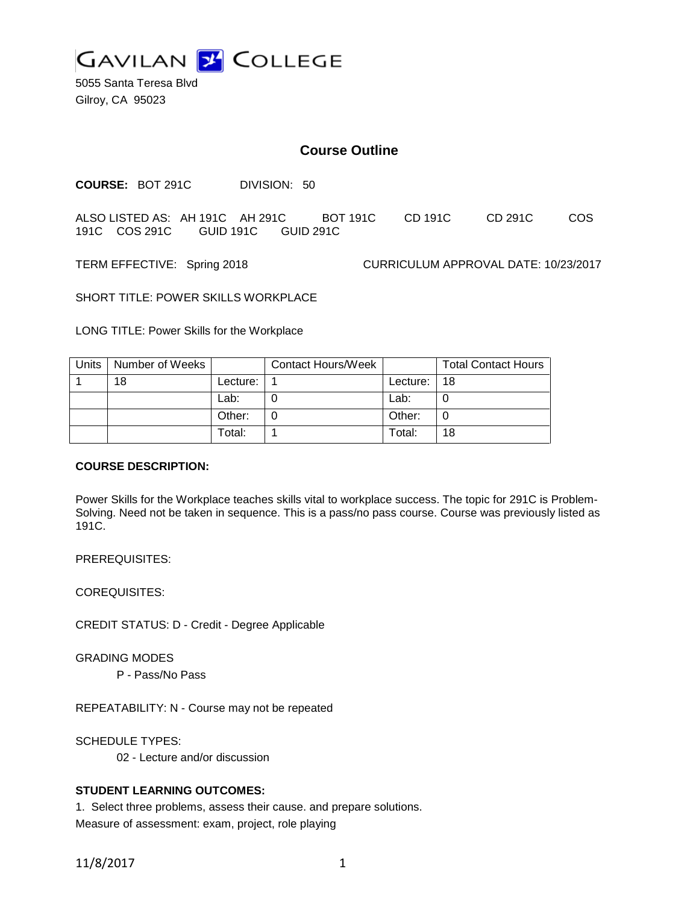# GAVILAN COLLEGE

5055 Santa Teresa Blvd
Gilroy, CA 95023

## Course Outline

**COURSE:** BOT 291C DIVISION: 50

ALSO LISTED AS: AH 191C AH 291C BOT 191C CD 191C CD 291C COS 191C COS 291C GUID 191C GUID 291C

TERM EFFECTIVE: Spring 2018 CURRICULUM APPROVAL DATE: 10/23/2017

SHORT TITLE: POWER SKILLS WORKPLACE

LONG TITLE: Power Skills for the Workplace

| Units | Number of Weeks | | Contact Hours/Week | | Total Contact Hours |
|---|---|---|---|---|---|
| 1 | 18 | Lecture: | 1 | Lecture: | 18 |
| | | Lab: | 0 | Lab: | 0 |
| | | Other: | 0 | Other: | 0 |
| | | Total: | 1 | Total: | 18 |

**COURSE DESCRIPTION:**

Power Skills for the Workplace teaches skills vital to workplace success. The topic for 291C is Problem-Solving. Need not be taken in sequence. This is a pass/no pass course. Course was previously listed as 191C.

PREREQUISITES:

COREQUISITES:

CREDIT STATUS: D - Credit - Degree Applicable

GRADING MODES

P - Pass/No Pass

REPEATABILITY: N - Course may not be repeated

SCHEDULE TYPES:

02 - Lecture and/or discussion

**STUDENT LEARNING OUTCOMES:**

1. Select three problems, assess their cause. and prepare solutions.
Measure of assessment: exam, project, role playing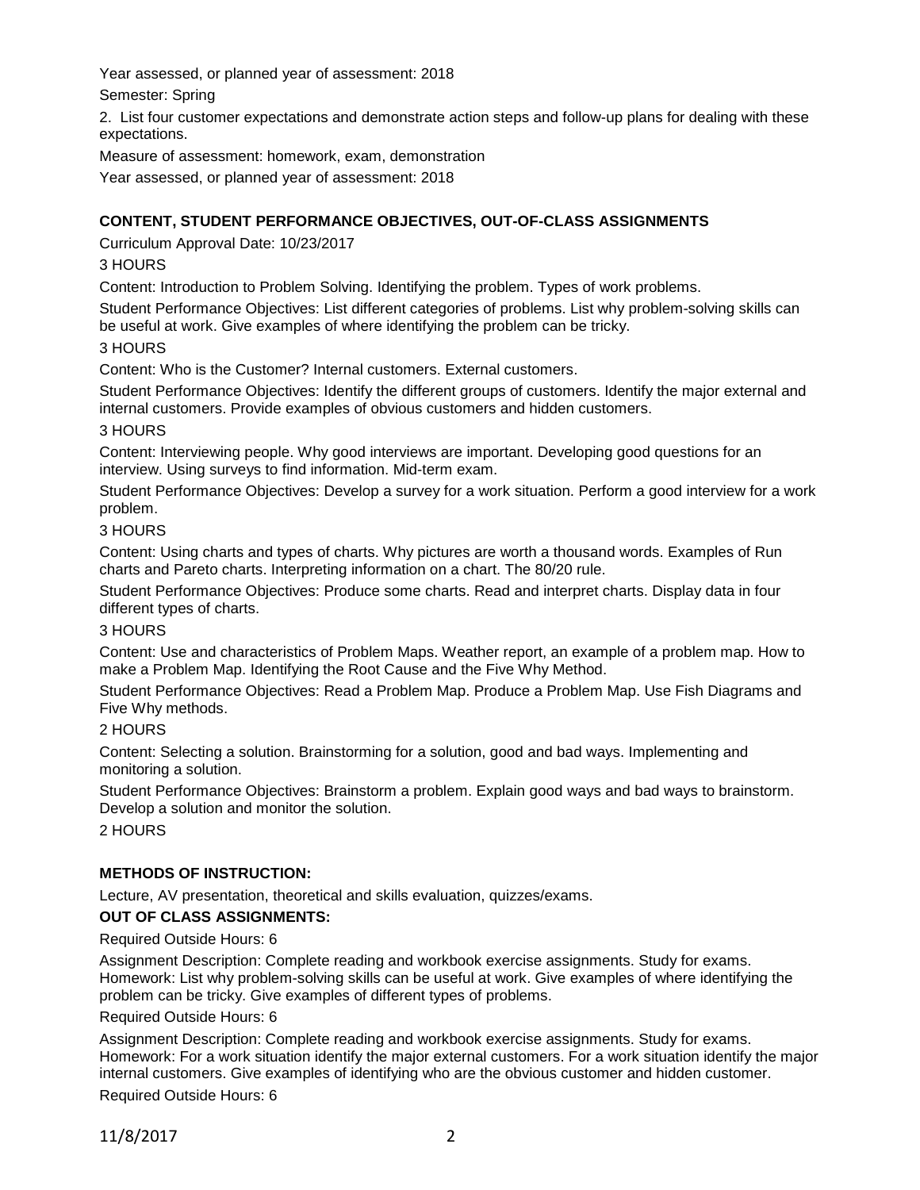Year assessed, or planned year of assessment: 2018

Semester: Spring

2. List four customer expectations and demonstrate action steps and follow-up plans for dealing with these expectations.

Measure of assessment: homework, exam, demonstration

Year assessed, or planned year of assessment: 2018

## CONTENT, STUDENT PERFORMANCE OBJECTIVES, OUT-OF-CLASS ASSIGNMENTS

Curriculum Approval Date: 10/23/2017

3 HOURS

Content: Introduction to Problem Solving. Identifying the problem. Types of work problems.

Student Performance Objectives: List different categories of problems. List why problem-solving skills can be useful at work. Give examples of where identifying the problem can be tricky.

3 HOURS

Content: Who is the Customer? Internal customers. External customers.

Student Performance Objectives: Identify the different groups of customers. Identify the major external and internal customers. Provide examples of obvious customers and hidden customers.

3 HOURS

Content: Interviewing people. Why good interviews are important. Developing good questions for an interview. Using surveys to find information. Mid-term exam.

Student Performance Objectives: Develop a survey for a work situation. Perform a good interview for a work problem.

3 HOURS

Content: Using charts and types of charts. Why pictures are worth a thousand words. Examples of Run charts and Pareto charts. Interpreting information on a chart. The 80/20 rule.

Student Performance Objectives: Produce some charts. Read and interpret charts. Display data in four different types of charts.

3 HOURS

Content: Use and characteristics of Problem Maps. Weather report, an example of a problem map. How to make a Problem Map. Identifying the Root Cause and the Five Why Method.

Student Performance Objectives: Read a Problem Map. Produce a Problem Map. Use Fish Diagrams and Five Why methods.

2 HOURS

Content: Selecting a solution. Brainstorming for a solution, good and bad ways. Implementing and monitoring a solution.

Student Performance Objectives: Brainstorm a problem. Explain good ways and bad ways to brainstorm. Develop a solution and monitor the solution.

2 HOURS

## METHODS OF INSTRUCTION:

Lecture, AV presentation, theoretical and skills evaluation, quizzes/exams.

## OUT OF CLASS ASSIGNMENTS:

Required Outside Hours: 6

Assignment Description: Complete reading and workbook exercise assignments. Study for exams. Homework: List why problem-solving skills can be useful at work. Give examples of where identifying the problem can be tricky. Give examples of different types of problems.

Required Outside Hours: 6

Assignment Description: Complete reading and workbook exercise assignments. Study for exams. Homework: For a work situation identify the major external customers. For a work situation identify the major internal customers. Give examples of identifying who are the obvious customer and hidden customer.

Required Outside Hours: 6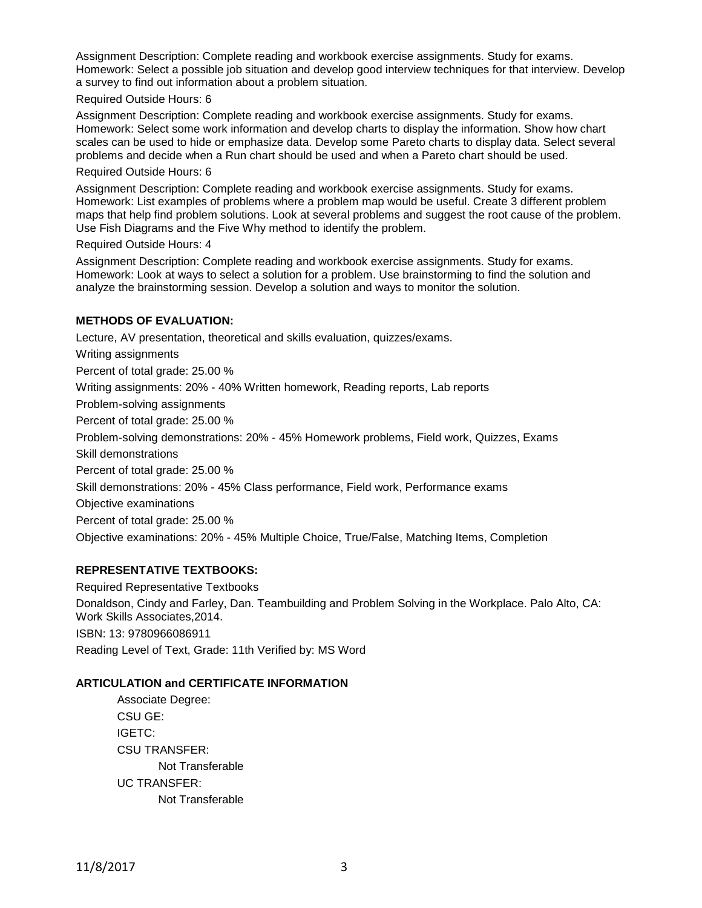Assignment Description: Complete reading and workbook exercise assignments. Study for exams. Homework: Select a possible job situation and develop good interview techniques for that interview. Develop a survey to find out information about a problem situation.

Required Outside Hours: 6

Assignment Description: Complete reading and workbook exercise assignments. Study for exams. Homework: Select some work information and develop charts to display the information. Show how chart scales can be used to hide or emphasize data. Develop some Pareto charts to display data. Select several problems and decide when a Run chart should be used and when a Pareto chart should be used.

Required Outside Hours: 6

Assignment Description: Complete reading and workbook exercise assignments. Study for exams. Homework: List examples of problems where a problem map would be useful. Create 3 different problem maps that help find problem solutions. Look at several problems and suggest the root cause of the problem. Use Fish Diagrams and the Five Why method to identify the problem.

Required Outside Hours: 4

Assignment Description: Complete reading and workbook exercise assignments. Study for exams. Homework: Look at ways to select a solution for a problem. Use brainstorming to find the solution and analyze the brainstorming session. Develop a solution and ways to monitor the solution.

## METHODS OF EVALUATION:

Lecture, AV presentation, theoretical and skills evaluation, quizzes/exams.

Writing assignments

Percent of total grade: 25.00 %

Writing assignments: 20% - 40% Written homework, Reading reports, Lab reports

Problem-solving assignments

Percent of total grade: 25.00 %

Problem-solving demonstrations: 20% - 45% Homework problems, Field work, Quizzes, Exams

Skill demonstrations

Percent of total grade: 25.00 %

Skill demonstrations: 20% - 45% Class performance, Field work, Performance exams

Objective examinations

Percent of total grade: 25.00 %

Objective examinations: 20% - 45% Multiple Choice, True/False, Matching Items, Completion

## REPRESENTATIVE TEXTBOOKS:

Required Representative Textbooks

Donaldson, Cindy and Farley, Dan. Teambuilding and Problem Solving in the Workplace. Palo Alto, CA: Work Skills Associates,2014.

ISBN: 13: 9780966086911

Reading Level of Text, Grade: 11th Verified by: MS Word

## ARTICULATION and CERTIFICATE INFORMATION

Associate Degree:

CSU GE:

IGETC:

CSU TRANSFER:

Not Transferable

UC TRANSFER:

Not Transferable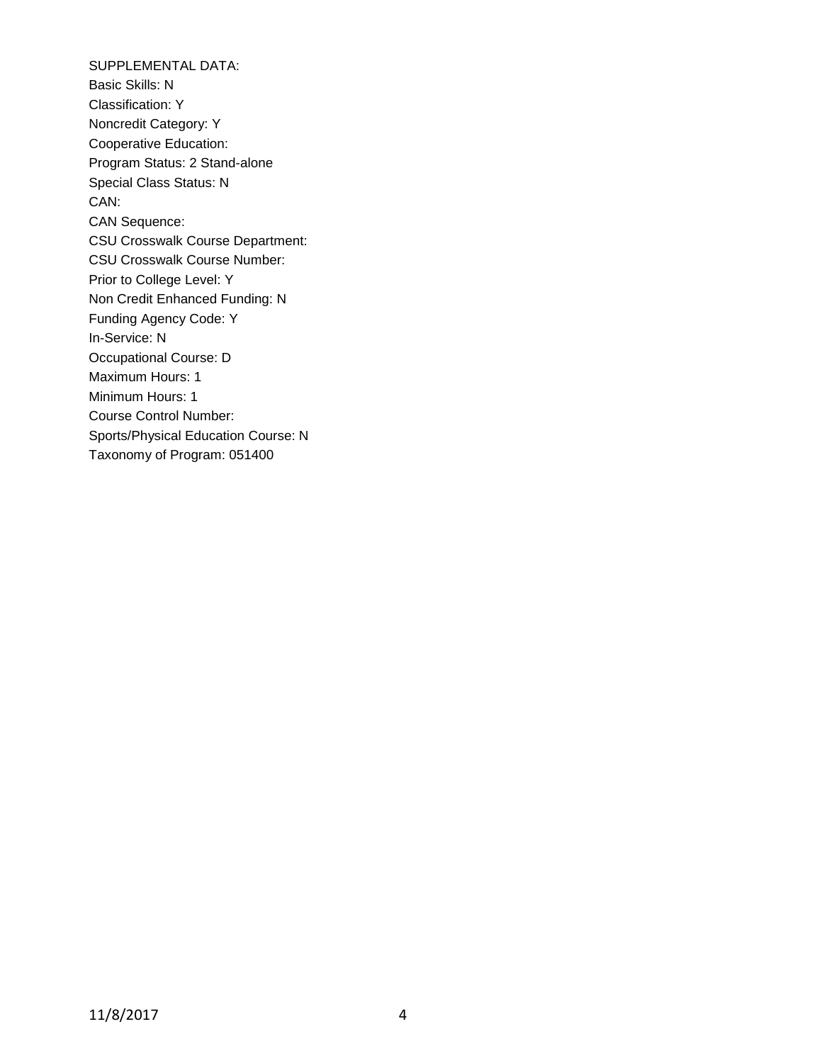SUPPLEMENTAL DATA:
Basic Skills: N
Classification: Y
Noncredit Category: Y
Cooperative Education:
Program Status: 2 Stand-alone
Special Class Status: N
CAN:
CAN Sequence:
CSU Crosswalk Course Department:
CSU Crosswalk Course Number:
Prior to College Level: Y
Non Credit Enhanced Funding: N
Funding Agency Code: Y
In-Service: N
Occupational Course: D
Maximum Hours: 1
Minimum Hours: 1
Course Control Number:
Sports/Physical Education Course: N
Taxonomy of Program: 051400